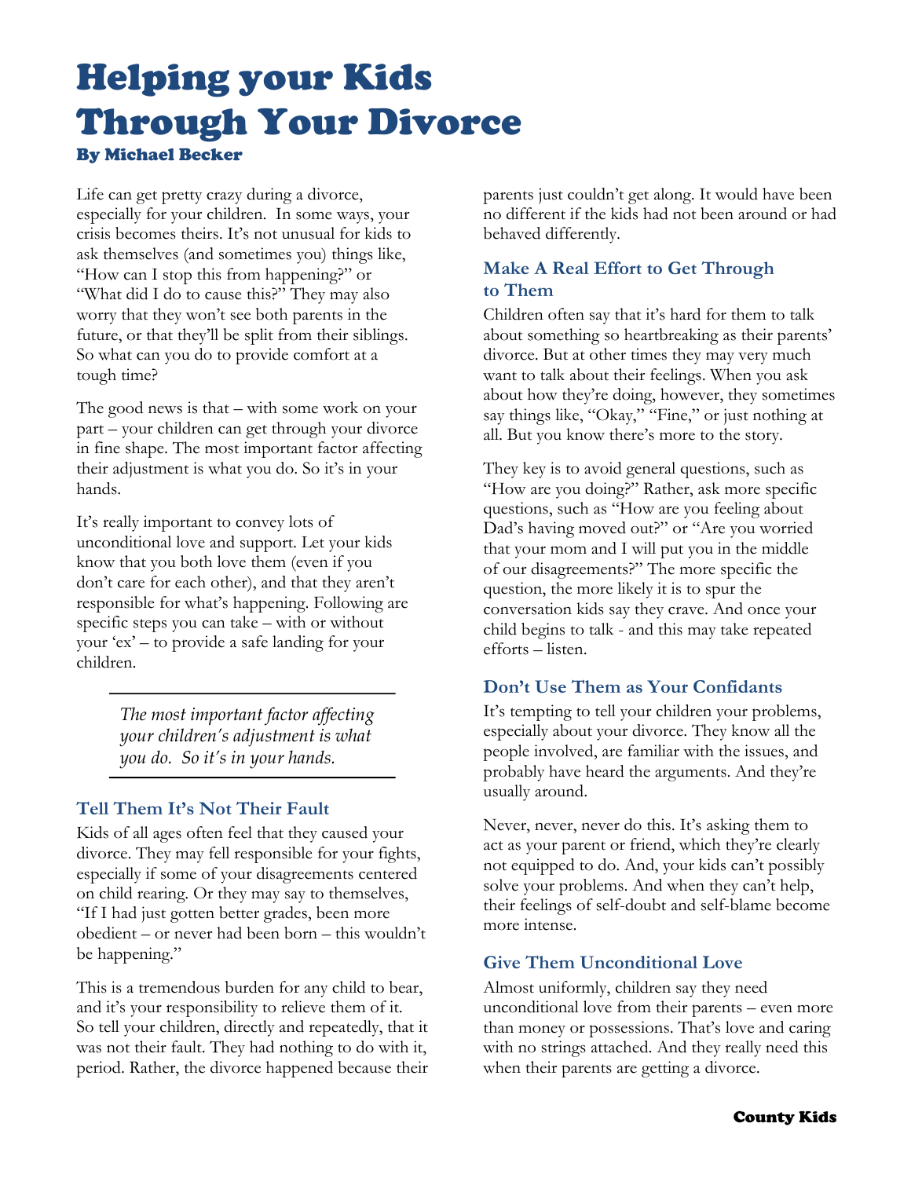# Helping your Kids Through Your Divorce

**By Michael Becker**

Life can get pretty crazy during a divorce, especially for your children. In some ways, your crisis becomes theirs. It's not unusual for kids to ask themselves (and sometimes you) things like, "How can I stop this from happening?" or "What did I do to cause this?" They may also worry that they won't see both parents in the future, or that they'll be split from their siblings. So what can you do to provide comfort at a tough time?

The good news is that – with some work on your part – your children can get through your divorce in fine shape. The most important factor affecting their adjustment is what you do. So it's in your hands.

It's really important to convey lots of unconditional love and support. Let your kids know that you both love them (even if you don't care for each other), and that they aren't responsible for what's happening. Following are specific steps you can take – with or without your 'ex' – to provide a safe landing for your children.

> *The most important factor affecting your children's adjustment is what you do. So it's in your hands.*

## Tell Them It's Not Their Fault

Kids of all ages often feel that they caused your divorce. They may fell responsible for your fights, especially if some of your disagreements centered on child rearing. Or they may say to themselves, "If I had just gotten better grades, been more obedient – or never had been born – this wouldn't be happening."

This is a tremendous burden for any child to bear, and it's your responsibility to relieve them of it. So tell your children, directly and repeatedly, that it was not their fault. They had nothing to do with it, period. Rather, the divorce happened because their parents just couldn't get along. It would have been no different if the kids had not been around or had behaved differently.

## Make A Real Effort to Get Through to Them

Children often say that it's hard for them to talk about something so heartbreaking as their parents' divorce. But at other times they may very much want to talk about their feelings. When you ask about how they're doing, however, they sometimes say things like, "Okay," "Fine," or just nothing at all. But you know there's more to the story.

They key is to avoid general questions, such as "How are you doing?" Rather, ask more specific questions, such as "How are you feeling about Dad's having moved out?" or "Are you worried that your mom and I will put you in the middle of our disagreements?" The more specific the question, the more likely it is to spur the conversation kids say they crave. And once your child begins to talk - and this may take repeated efforts – listen.

## Don't Use Them as Your Confidants

It's tempting to tell your children your problems, especially about your divorce. They know all the people involved, are familiar with the issues, and probably have heard the arguments. And they're usually around.

Never, never, never do this. It's asking them to act as your parent or friend, which they're clearly not equipped to do. And, your kids can't possibly solve your problems. And when they can't help, their feelings of self-doubt and self-blame become more intense.

## Give Them Unconditional Love

Almost uniformly, children say they need unconditional love from their parents – even more than money or possessions. That's love and caring with no strings attached. And they really need this when their parents are getting a divorce.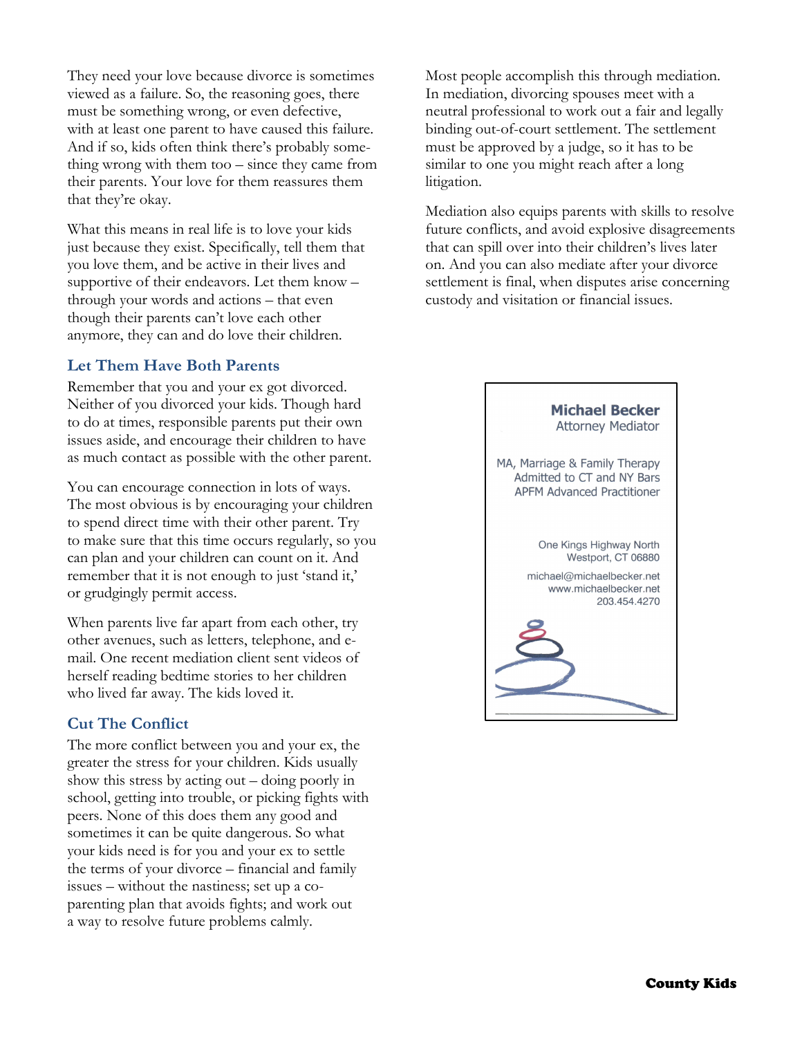They need your love because divorce is sometimes viewed as a failure. So, the reasoning goes, there must be something wrong, or even defective, with at least one parent to have caused this failure. And if so, kids often think there's probably something wrong with them too – since they came from their parents. Your love for them reassures them that they're okay.

What this means in real life is to love your kids just because they exist. Specifically, tell them that you love them, and be active in their lives and supportive of their endeavors. Let them know – through your words and actions – that even though their parents can't love each other anymore, they can and do love their children.

### Let Them Have Both Parents

Remember that you and your ex got divorced. Neither of you divorced your kids. Though hard to do at times, responsible parents put their own issues aside, and encourage their children to have as much contact as possible with the other parent.

You can encourage connection in lots of ways. The most obvious is by encouraging your children to spend direct time with their other parent. Try to make sure that this time occurs regularly, so you can plan and your children can count on it. And remember that it is not enough to just 'stand it,' or grudgingly permit access.

When parents live far apart from each other, try other avenues, such as letters, telephone, and e-mail. One recent mediation client sent videos of herself reading bedtime stories to her children who lived far away. The kids loved it.

### Cut The Conflict

The more conflict between you and your ex, the greater the stress for your children. Kids usually show this stress by acting out – doing poorly in school, getting into trouble, or picking fights with peers. None of this does them any good and sometimes it can be quite dangerous. So what your kids need is for you and your ex to settle the terms of your divorce – financial and family issues – without the nastiness; set up a co-parenting plan that avoids fights; and work out a way to resolve future problems calmly.

Most people accomplish this through mediation. In mediation, divorcing spouses meet with a neutral professional to work out a fair and legally binding out-of-court settlement. The settlement must be approved by a judge, so it has to be similar to one you might reach after a long litigation.

Mediation also equips parents with skills to resolve future conflicts, and avoid explosive disagreements that can spill over into their children's lives later on. And you can also mediate after your divorce settlement is final, when disputes arise concerning custody and visitation or financial issues.

**Michael Becker**
Attorney Mediator

MA, Marriage & Family Therapy
Admitted to CT and NY Bars
APFM Advanced Practitioner

One Kings Highway North
Westport, CT 06880

michael@michaelbecker.net
www.michaelbecker.net
203.454.4270